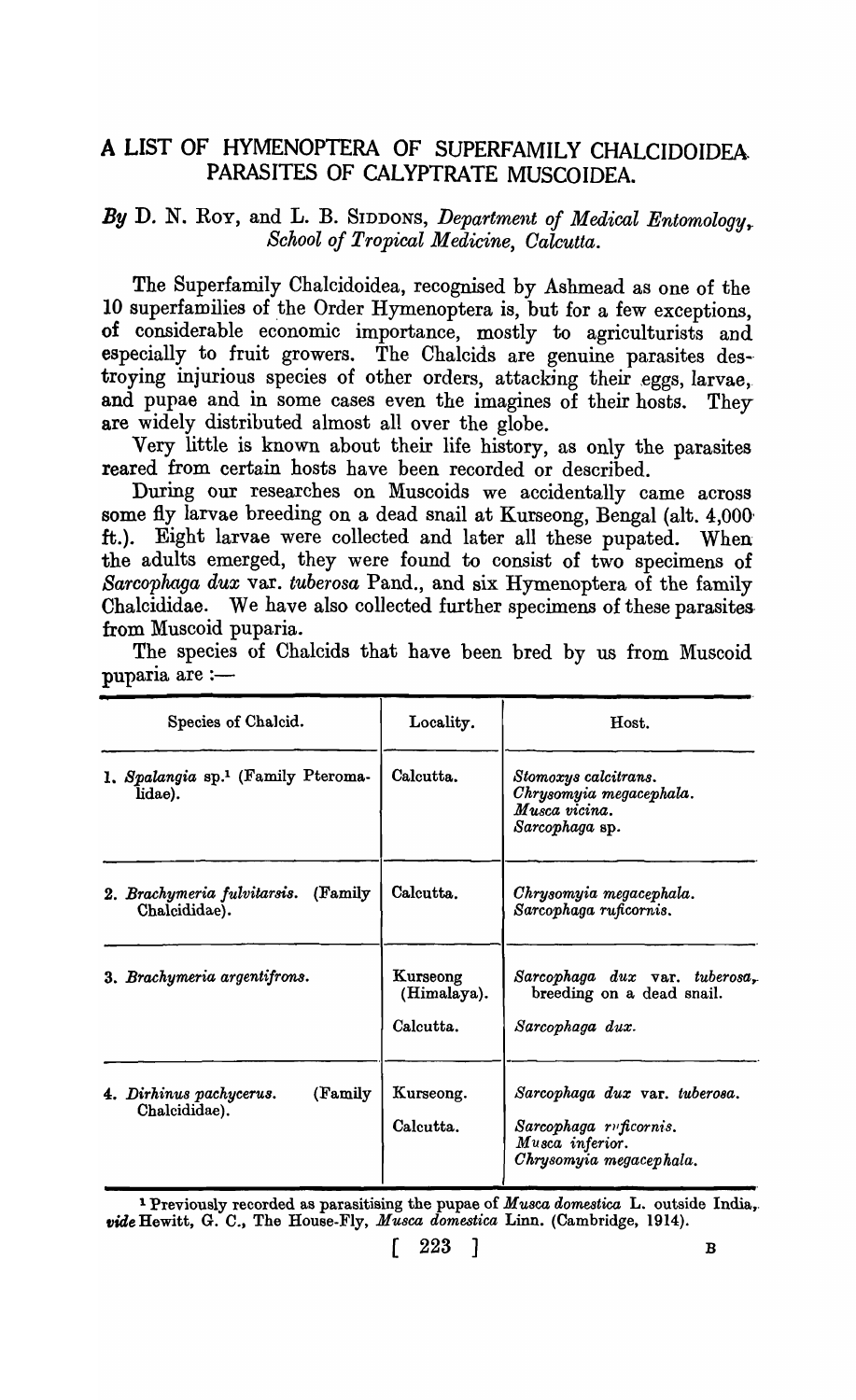# A LIST OF HYMENOPTERA OF SUPERFAMILY CHALCIDOIDEA PARASITES OF CALYPTRATE MUSCOIDEA.

*By* D. N. ROY, and L. B. SIDDONS, *Department of Medical Entomology, School of Tropical Medicine, Calcutta.*

The Superfamily Chalcidoidea, recognised by Ashmead as one of the 10 superfamilies of the Order Hymenoptera is, but for a few exceptions, of considerable economic importance, mostly to agriculturists and especially to fruit growers. The Chalcids are genuine parasites destroying injurious species of other orders, attacking their eggs, larvae, and pupae and in some cases even the imagines of their hosts. They are widely distributed almost all over the globe.

Very little is known about their life history, as only the parasites reared from certain hosts have been recorded or described.

During our researches on Muscoids we accidentally came across some fly larvae breeding on a dead snail at Kurseong, Bengal (alt. 4,000 ft.). Eight larvae were collected and later all these pupated. When the adults emerged, they were found to consist of two specimens of *Sarcophaga dux* var. *tuberosa* Pand., and six Hymenoptera of the family Chalcididae. We have also collected further specimens of these parasites from Muscoid puparia.

The species of Chalcids that have been bred by us from Muscoid puparia are :—

| Species of Chalcid. | Locality. | Host. |
|---|---|---|
| 1. *Spalangia* sp.[1] (Family Pteromalidae). | Calcutta. | *Stomoxys calcitrans.* *Chrysomyia megacephala.* *Musca vicina.* *Sarcophaga* sp. |
| 2. *Brachymeria fulvitarsis.* (Family Chalcididae). | Calcutta. | *Chrysomyia megacephala.* *Sarcophaga ruficornis.* |
| 3. *Brachymeria argentifrons.* | Kurseong (Himalaya). | *Sarcophaga dux* var. *tuberosa*, breeding on a dead snail. |
| | Calcutta. | *Sarcophaga dux.* |
| 4. *Dirhinus pachycerus.* (Family Chalcididae). | Kurseong. | *Sarcophaga dux* var. *tuberosa.* |
| | Calcutta. | *Sarcophaga ruficornis.* *Musca inferior.* *Chrysomyia megacephala.* |

[1] Previously recorded as parasitising the pupae of *Musca domestica* L. outside India, *vide* Hewitt, G. C., The House-Fly, *Musca domestica* Linn. (Cambridge, 1914).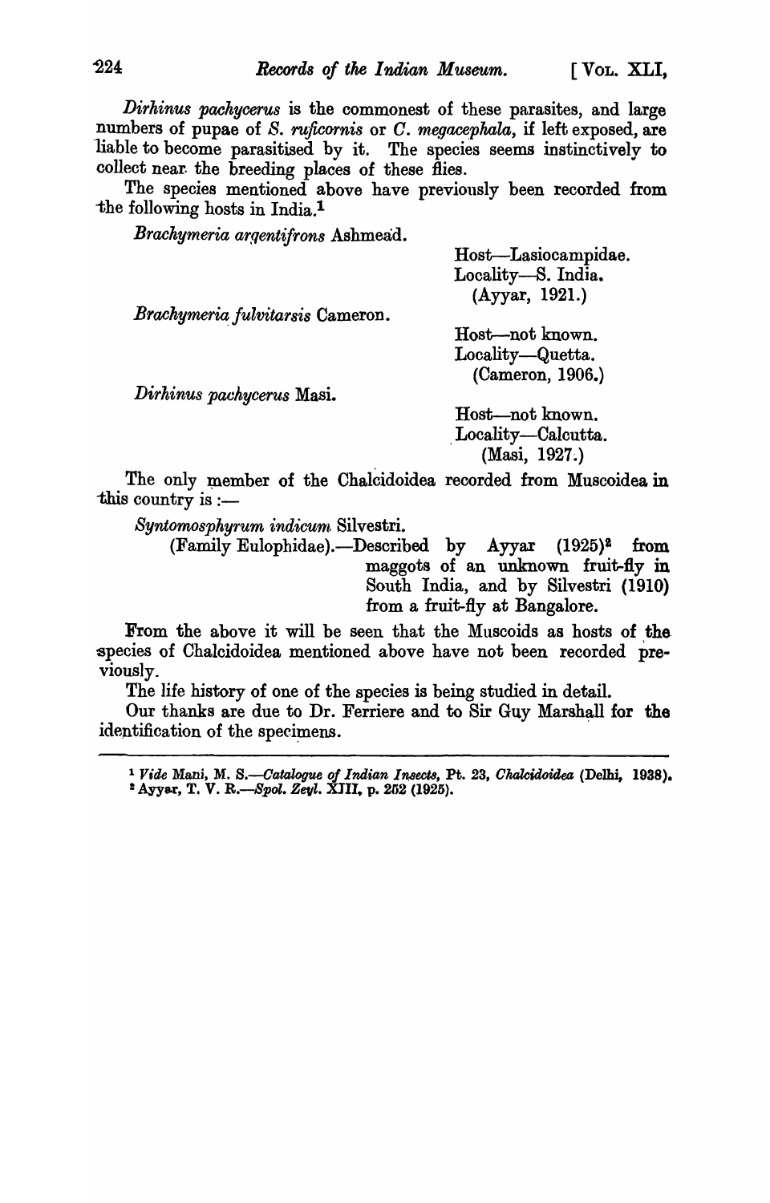*Dirhinus pachycerus* is the commonest of these parasites, and large numbers of pupae of *S. ruficornis* or *C. megacephala*, if left exposed, are liable to become parasitised by it. The species seems instinctively to collect near the breeding places of these flies.

The species mentioned above have previously been recorded from the following hosts in India.[1]

*Brachymeria argentifrons* Ashmead.

Host—Lasiocampidae.
Locality—S. India.
(Ayyar, 1921.)

*Brachymeria fulvitarsis* Cameron.

Host—not known.
Locality—Quetta.
(Cameron, 1906.)

*Dirhinus pachycerus* Masi.

Host—not known.
Locality—Calcutta.
(Masi, 1927.)

The only member of the Chalcidoidea recorded from Muscoidea in this country is :—

*Syntomosphyrum indicum* Silvestri.

(Family Eulophidae).—Described by Ayyar (1925)[2] from maggots of an unknown fruit-fly in South India, and by Silvestri (1910) from a fruit-fly at Bangalore.

From the above it will be seen that the Muscoids as hosts of the species of Chalcidoidea mentioned above have not been recorded previously.

The life history of one of the species is being studied in detail.

Our thanks are due to Dr. Ferriere and to Sir Guy Marshall for the identification of the specimens.

---

[1] *Vide* Mani, M. S.—*Catalogue of Indian Insects*, Pt. 23, *Chalcidoidea* (Delhi, 1938).

[2] Ayyar, T. V. R.—*Spol. Zeyl.* XIII, p. 252 (1925).